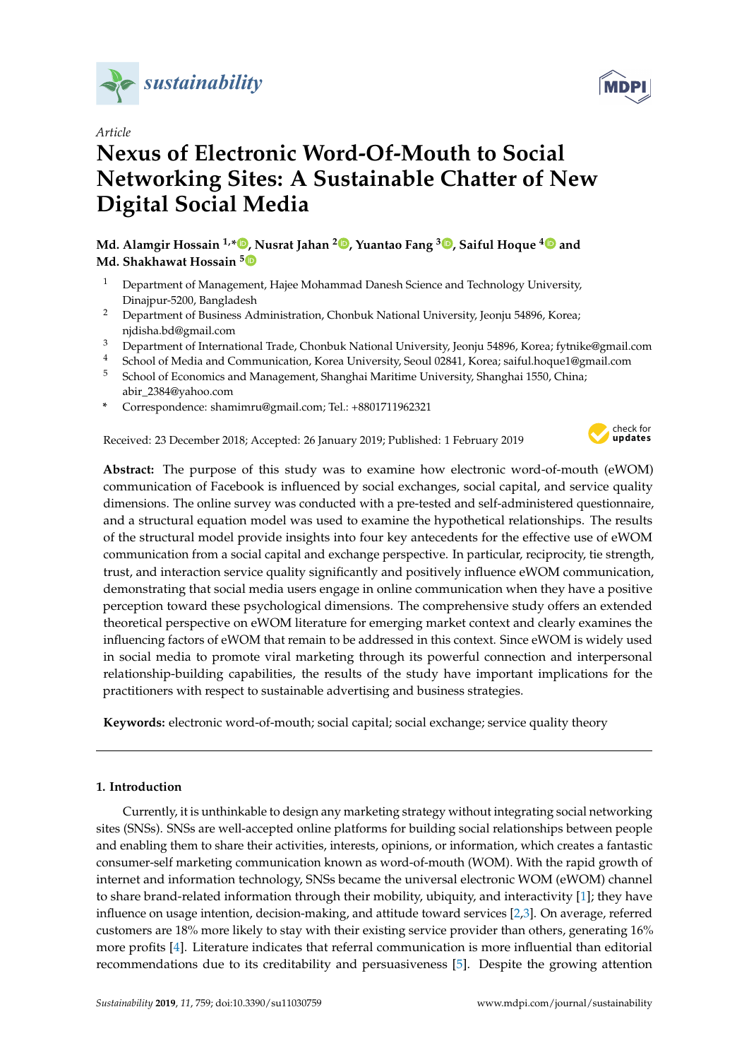*Article*

# Nexus of Electronic Word-Of-Mouth to Social Networking Sites: A Sustainable Chatter of New Digital Social Media

**Md. Alamgir Hossain [1,*], Nusrat Jahan [2], Yuantao Fang [3], Saiful Hoque [4] and Md. Shakhawat Hossain [5]**

1. Department of Management, Hajee Mohammad Danesh Science and Technology University, Dinajpur-5200, Bangladesh
2. Department of Business Administration, Chonbuk National University, Jeonju 54896, Korea; njdisha.bd@gmail.com
3. Department of International Trade, Chonbuk National University, Jeonju 54896, Korea; fytnike@gmail.com
4. School of Media and Communication, Korea University, Seoul 02841, Korea; saiful.hoque1@gmail.com
5. School of Economics and Management, Shanghai Maritime University, Shanghai 1550, China; abir_2384@yahoo.com

\* Correspondence: shamimru@gmail.com; Tel.: +8801711962321

Received: 23 December 2018; Accepted: 26 January 2019; Published: 1 February 2019

**Abstract:** The purpose of this study was to examine how electronic word-of-mouth (eWOM) communication of Facebook is influenced by social exchanges, social capital, and service quality dimensions. The online survey was conducted with a pre-tested and self-administered questionnaire, and a structural equation model was used to examine the hypothetical relationships. The results of the structural model provide insights into four key antecedents for the effective use of eWOM communication from a social capital and exchange perspective. In particular, reciprocity, tie strength, trust, and interaction service quality significantly and positively influence eWOM communication, demonstrating that social media users engage in online communication when they have a positive perception toward these psychological dimensions. The comprehensive study offers an extended theoretical perspective on eWOM literature for emerging market context and clearly examines the influencing factors of eWOM that remain to be addressed in this context. Since eWOM is widely used in social media to promote viral marketing through its powerful connection and interpersonal relationship-building capabilities, the results of the study have important implications for the practitioners with respect to sustainable advertising and business strategies.

**Keywords:** electronic word-of-mouth; social capital; social exchange; service quality theory

## 1. Introduction

Currently, it is unthinkable to design any marketing strategy without integrating social networking sites (SNSs). SNSs are well-accepted online platforms for building social relationships between people and enabling them to share their activities, interests, opinions, or information, which creates a fantastic consumer-self marketing communication known as word-of-mouth (WOM). With the rapid growth of internet and information technology, SNSs became the universal electronic WOM (eWOM) channel to share brand-related information through their mobility, ubiquity, and interactivity [1]; they have influence on usage intention, decision-making, and attitude toward services [2,3]. On average, referred customers are 18% more likely to stay with their existing service provider than others, generating 16% more profits [4]. Literature indicates that referral communication is more influential than editorial recommendations due to its creditability and persuasiveness [5]. Despite the growing attention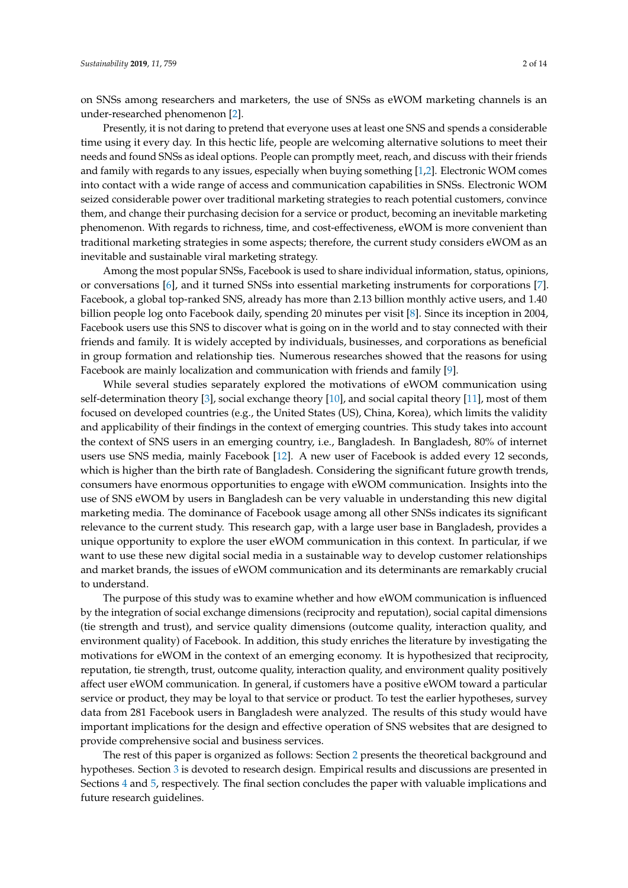on SNSs among researchers and marketers, the use of SNSs as eWOM marketing channels is an under-researched phenomenon [2].

Presently, it is not daring to pretend that everyone uses at least one SNS and spends a considerable time using it every day. In this hectic life, people are welcoming alternative solutions to meet their needs and found SNSs as ideal options. People can promptly meet, reach, and discuss with their friends and family with regards to any issues, especially when buying something [1,2]. Electronic WOM comes into contact with a wide range of access and communication capabilities in SNSs. Electronic WOM seized considerable power over traditional marketing strategies to reach potential customers, convince them, and change their purchasing decision for a service or product, becoming an inevitable marketing phenomenon. With regards to richness, time, and cost-effectiveness, eWOM is more convenient than traditional marketing strategies in some aspects; therefore, the current study considers eWOM as an inevitable and sustainable viral marketing strategy.

Among the most popular SNSs, Facebook is used to share individual information, status, opinions, or conversations [6], and it turned SNSs into essential marketing instruments for corporations [7]. Facebook, a global top-ranked SNS, already has more than 2.13 billion monthly active users, and 1.40 billion people log onto Facebook daily, spending 20 minutes per visit [8]. Since its inception in 2004, Facebook users use this SNS to discover what is going on in the world and to stay connected with their friends and family. It is widely accepted by individuals, businesses, and corporations as beneficial in group formation and relationship ties. Numerous researches showed that the reasons for using Facebook are mainly localization and communication with friends and family [9].

While several studies separately explored the motivations of eWOM communication using self-determination theory [3], social exchange theory [10], and social capital theory [11], most of them focused on developed countries (e.g., the United States (US), China, Korea), which limits the validity and applicability of their findings in the context of emerging countries. This study takes into account the context of SNS users in an emerging country, i.e., Bangladesh. In Bangladesh, 80% of internet users use SNS media, mainly Facebook [12]. A new user of Facebook is added every 12 seconds, which is higher than the birth rate of Bangladesh. Considering the significant future growth trends, consumers have enormous opportunities to engage with eWOM communication. Insights into the use of SNS eWOM by users in Bangladesh can be very valuable in understanding this new digital marketing media. The dominance of Facebook usage among all other SNSs indicates its significant relevance to the current study. This research gap, with a large user base in Bangladesh, provides a unique opportunity to explore the user eWOM communication in this context. In particular, if we want to use these new digital social media in a sustainable way to develop customer relationships and market brands, the issues of eWOM communication and its determinants are remarkably crucial to understand.

The purpose of this study was to examine whether and how eWOM communication is influenced by the integration of social exchange dimensions (reciprocity and reputation), social capital dimensions (tie strength and trust), and service quality dimensions (outcome quality, interaction quality, and environment quality) of Facebook. In addition, this study enriches the literature by investigating the motivations for eWOM in the context of an emerging economy. It is hypothesized that reciprocity, reputation, tie strength, trust, outcome quality, interaction quality, and environment quality positively affect user eWOM communication. In general, if customers have a positive eWOM toward a particular service or product, they may be loyal to that service or product. To test the earlier hypotheses, survey data from 281 Facebook users in Bangladesh were analyzed. The results of this study would have important implications for the design and effective operation of SNS websites that are designed to provide comprehensive social and business services.

The rest of this paper is organized as follows: Section 2 presents the theoretical background and hypotheses. Section 3 is devoted to research design. Empirical results and discussions are presented in Sections 4 and 5, respectively. The final section concludes the paper with valuable implications and future research guidelines.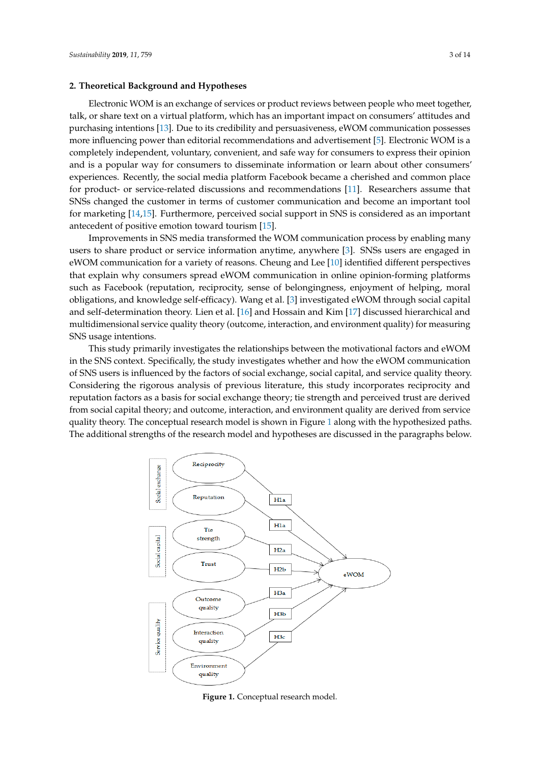## 2. Theoretical Background and Hypotheses

Electronic WOM is an exchange of services or product reviews between people who meet together, talk, or share text on a virtual platform, which has an important impact on consumers' attitudes and purchasing intentions [13]. Due to its credibility and persuasiveness, eWOM communication possesses more influencing power than editorial recommendations and advertisement [5]. Electronic WOM is a completely independent, voluntary, convenient, and safe way for consumers to express their opinion and is a popular way for consumers to disseminate information or learn about other consumers' experiences. Recently, the social media platform Facebook became a cherished and common place for product- or service-related discussions and recommendations [11]. Researchers assume that SNSs changed the customer in terms of customer communication and become an important tool for marketing [14,15]. Furthermore, perceived social support in SNS is considered as an important antecedent of positive emotion toward tourism [15].

Improvements in SNS media transformed the WOM communication process by enabling many users to share product or service information anytime, anywhere [3]. SNSs users are engaged in eWOM communication for a variety of reasons. Cheung and Lee [10] identified different perspectives that explain why consumers spread eWOM communication in online opinion-forming platforms such as Facebook (reputation, reciprocity, sense of belongingness, enjoyment of helping, moral obligations, and knowledge self-efficacy). Wang et al. [3] investigated eWOM through social capital and self-determination theory. Lien et al. [16] and Hossain and Kim [17] discussed hierarchical and multidimensional service quality theory (outcome, interaction, and environment quality) for measuring SNS usage intentions.

This study primarily investigates the relationships between the motivational factors and eWOM in the SNS context. Specifically, the study investigates whether and how the eWOM communication of SNS users is influenced by the factors of social exchange, social capital, and service quality theory. Considering the rigorous analysis of previous literature, this study incorporates reciprocity and reputation factors as a basis for social exchange theory; tie strength and perceived trust are derived from social capital theory; and outcome, interaction, and environment quality are derived from service quality theory. The conceptual research model is shown in Figure 1 along with the hypothesized paths. The additional strengths of the research model and hypotheses are discussed in the paragraphs below.

**Figure 1.** Conceptual research model.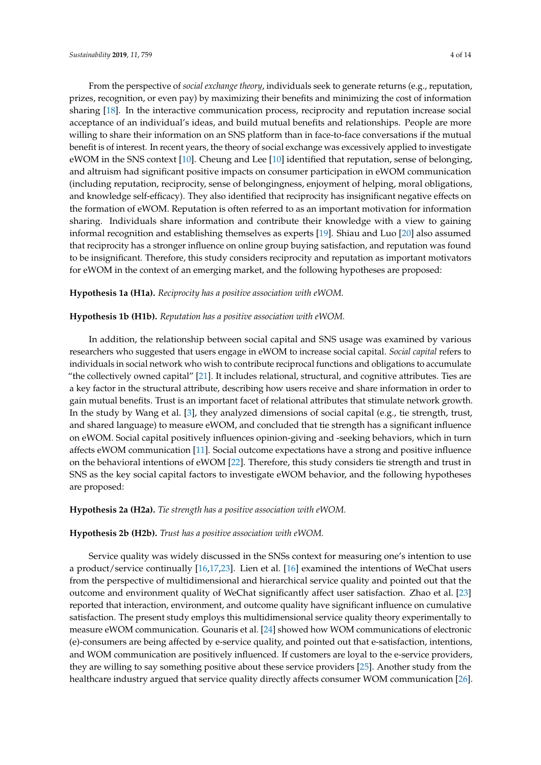From the perspective of *social exchange theory*, individuals seek to generate returns (e.g., reputation, prizes, recognition, or even pay) by maximizing their benefits and minimizing the cost of information sharing [18]. In the interactive communication process, reciprocity and reputation increase social acceptance of an individual's ideas, and build mutual benefits and relationships. People are more willing to share their information on an SNS platform than in face-to-face conversations if the mutual benefit is of interest. In recent years, the theory of social exchange was excessively applied to investigate eWOM in the SNS context [10]. Cheung and Lee [10] identified that reputation, sense of belonging, and altruism had significant positive impacts on consumer participation in eWOM communication (including reputation, reciprocity, sense of belongingness, enjoyment of helping, moral obligations, and knowledge self-efficacy). They also identified that reciprocity has insignificant negative effects on the formation of eWOM. Reputation is often referred to as an important motivation for information sharing. Individuals share information and contribute their knowledge with a view to gaining informal recognition and establishing themselves as experts [19]. Shiau and Luo [20] also assumed that reciprocity has a stronger influence on online group buying satisfaction, and reputation was found to be insignificant. Therefore, this study considers reciprocity and reputation as important motivators for eWOM in the context of an emerging market, and the following hypotheses are proposed:

**Hypothesis 1a (H1a).** *Reciprocity has a positive association with eWOM.*

**Hypothesis 1b (H1b).** *Reputation has a positive association with eWOM.*

In addition, the relationship between social capital and SNS usage was examined by various researchers who suggested that users engage in eWOM to increase social capital. *Social capital* refers to individuals in social network who wish to contribute reciprocal functions and obligations to accumulate "the collectively owned capital" [21]. It includes relational, structural, and cognitive attributes. Ties are a key factor in the structural attribute, describing how users receive and share information in order to gain mutual benefits. Trust is an important facet of relational attributes that stimulate network growth. In the study by Wang et al. [3], they analyzed dimensions of social capital (e.g., tie strength, trust, and shared language) to measure eWOM, and concluded that tie strength has a significant influence on eWOM. Social capital positively influences opinion-giving and -seeking behaviors, which in turn affects eWOM communication [11]. Social outcome expectations have a strong and positive influence on the behavioral intentions of eWOM [22]. Therefore, this study considers tie strength and trust in SNS as the key social capital factors to investigate eWOM behavior, and the following hypotheses are proposed:

**Hypothesis 2a (H2a).** *Tie strength has a positive association with eWOM.*

**Hypothesis 2b (H2b).** *Trust has a positive association with eWOM.*

Service quality was widely discussed in the SNSs context for measuring one's intention to use a product/service continually [16,17,23]. Lien et al. [16] examined the intentions of WeChat users from the perspective of multidimensional and hierarchical service quality and pointed out that the outcome and environment quality of WeChat significantly affect user satisfaction. Zhao et al. [23] reported that interaction, environment, and outcome quality have significant influence on cumulative satisfaction. The present study employs this multidimensional service quality theory experimentally to measure eWOM communication. Gounaris et al. [24] showed how WOM communications of electronic (e)-consumers are being affected by e-service quality, and pointed out that e-satisfaction, intentions, and WOM communication are positively influenced. If customers are loyal to the e-service providers, they are willing to say something positive about these service providers [25]. Another study from the healthcare industry argued that service quality directly affects consumer WOM communication [26].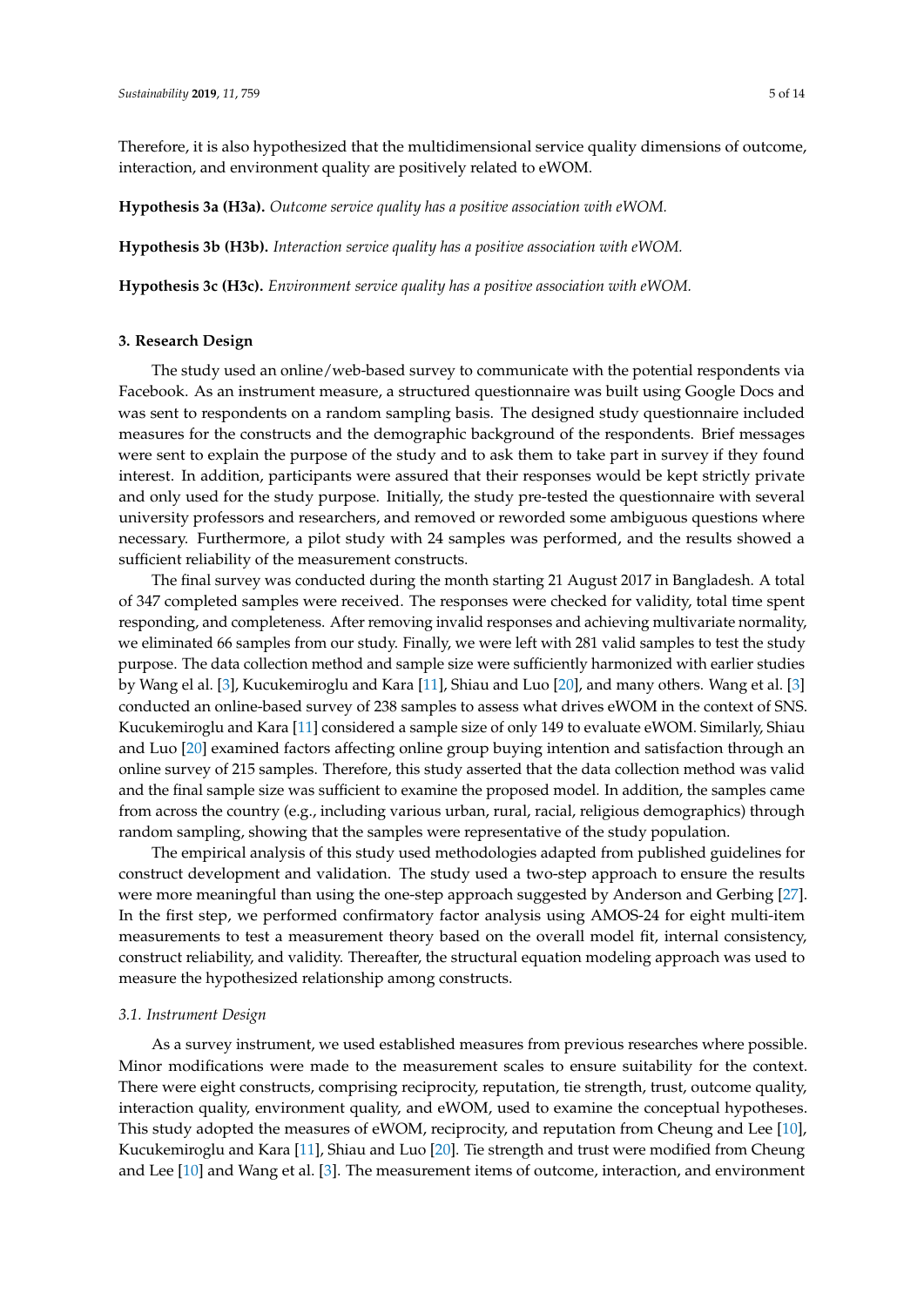Therefore, it is also hypothesized that the multidimensional service quality dimensions of outcome, interaction, and environment quality are positively related to eWOM.

**Hypothesis 3a (H3a).** *Outcome service quality has a positive association with eWOM.*

**Hypothesis 3b (H3b).** *Interaction service quality has a positive association with eWOM.*

**Hypothesis 3c (H3c).** *Environment service quality has a positive association with eWOM.*

## 3. Research Design

The study used an online/web-based survey to communicate with the potential respondents via Facebook. As an instrument measure, a structured questionnaire was built using Google Docs and was sent to respondents on a random sampling basis. The designed study questionnaire included measures for the constructs and the demographic background of the respondents. Brief messages were sent to explain the purpose of the study and to ask them to take part in survey if they found interest. In addition, participants were assured that their responses would be kept strictly private and only used for the study purpose. Initially, the study pre-tested the questionnaire with several university professors and researchers, and removed or reworded some ambiguous questions where necessary. Furthermore, a pilot study with 24 samples was performed, and the results showed a sufficient reliability of the measurement constructs.

The final survey was conducted during the month starting 21 August 2017 in Bangladesh. A total of 347 completed samples were received. The responses were checked for validity, total time spent responding, and completeness. After removing invalid responses and achieving multivariate normality, we eliminated 66 samples from our study. Finally, we were left with 281 valid samples to test the study purpose. The data collection method and sample size were sufficiently harmonized with earlier studies by Wang el al. [3], Kucukemiroglu and Kara [11], Shiau and Luo [20], and many others. Wang et al. [3] conducted an online-based survey of 238 samples to assess what drives eWOM in the context of SNS. Kucukemiroglu and Kara [11] considered a sample size of only 149 to evaluate eWOM. Similarly, Shiau and Luo [20] examined factors affecting online group buying intention and satisfaction through an online survey of 215 samples. Therefore, this study asserted that the data collection method was valid and the final sample size was sufficient to examine the proposed model. In addition, the samples came from across the country (e.g., including various urban, rural, racial, religious demographics) through random sampling, showing that the samples were representative of the study population.

The empirical analysis of this study used methodologies adapted from published guidelines for construct development and validation. The study used a two-step approach to ensure the results were more meaningful than using the one-step approach suggested by Anderson and Gerbing [27]. In the first step, we performed confirmatory factor analysis using AMOS-24 for eight multi-item measurements to test a measurement theory based on the overall model fit, internal consistency, construct reliability, and validity. Thereafter, the structural equation modeling approach was used to measure the hypothesized relationship among constructs.

### 3.1. Instrument Design

As a survey instrument, we used established measures from previous researches where possible. Minor modifications were made to the measurement scales to ensure suitability for the context. There were eight constructs, comprising reciprocity, reputation, tie strength, trust, outcome quality, interaction quality, environment quality, and eWOM, used to examine the conceptual hypotheses. This study adopted the measures of eWOM, reciprocity, and reputation from Cheung and Lee [10], Kucukemiroglu and Kara [11], Shiau and Luo [20]. Tie strength and trust were modified from Cheung and Lee [10] and Wang et al. [3]. The measurement items of outcome, interaction, and environment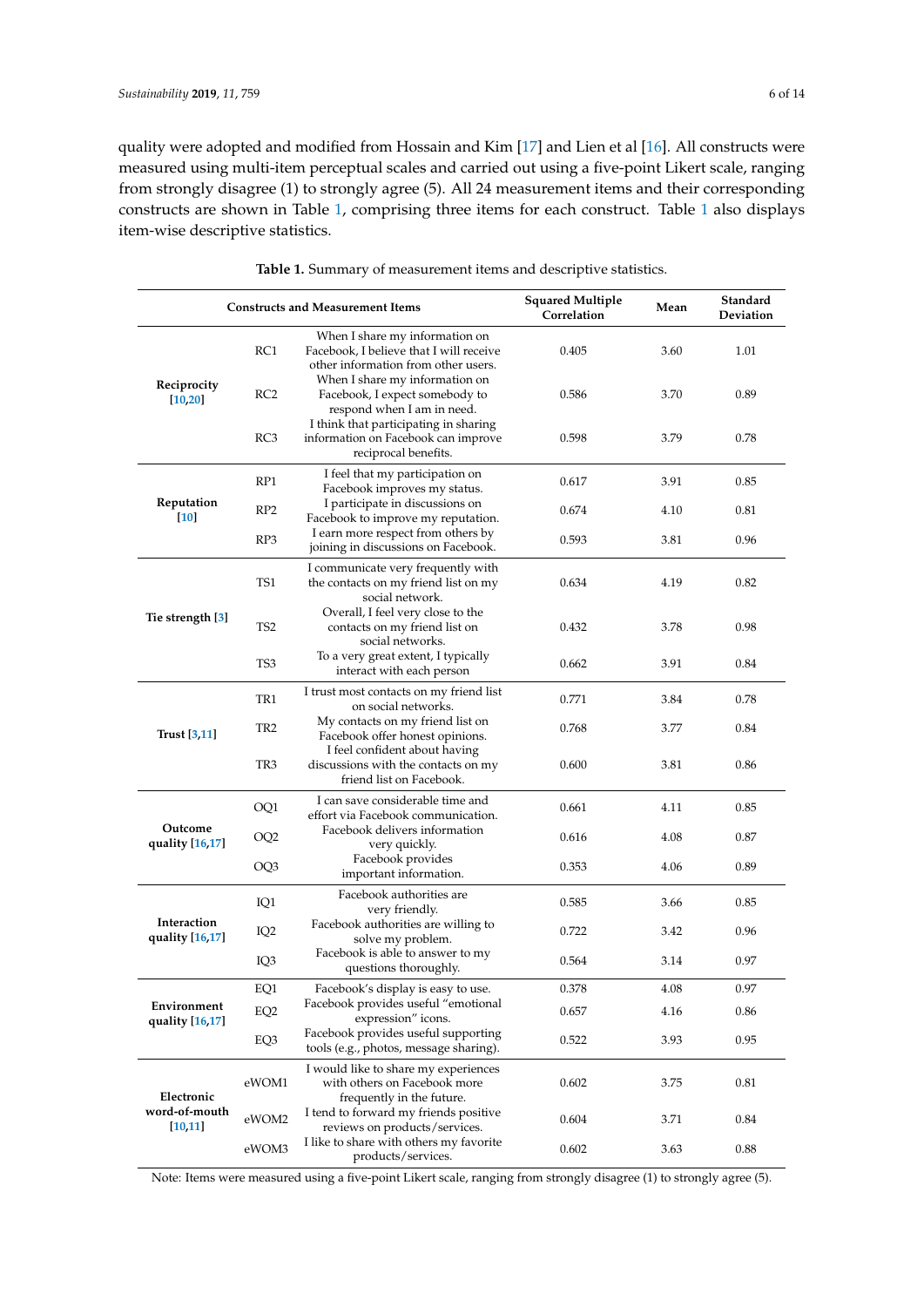quality were adopted and modified from Hossain and Kim [17] and Lien et al [16]. All constructs were measured using multi-item perceptual scales and carried out using a five-point Likert scale, ranging from strongly disagree (1) to strongly agree (5). All 24 measurement items and their corresponding constructs are shown in Table 1, comprising three items for each construct. Table 1 also displays item-wise descriptive statistics.

**Table 1.** Summary of measurement items and descriptive statistics.

| Constructs and Measurement Items | | | Squared Multiple Correlation | Mean | Standard Deviation |
|---|---|---|---|---|---|
| Reciprocity [10,20] | RC1 | When I share my information on Facebook, I believe that I will receive other information from other users. | 0.405 | 3.60 | 1.01 |
| | RC2 | When I share my information on Facebook, I expect somebody to respond when I am in need. | 0.586 | 3.70 | 0.89 |
| | RC3 | I think that participating in sharing information on Facebook can improve reciprocal benefits. | 0.598 | 3.79 | 0.78 |
| Reputation [10] | RP1 | I feel that my participation on Facebook improves my status. | 0.617 | 3.91 | 0.85 |
| | RP2 | I participate in discussions on Facebook to improve my reputation. | 0.674 | 4.10 | 0.81 |
| | RP3 | I earn more respect from others by joining in discussions on Facebook. | 0.593 | 3.81 | 0.96 |
| Tie strength [3] | TS1 | I communicate very frequently with the contacts on my friend list on my social network. | 0.634 | 4.19 | 0.82 |
| | TS2 | Overall, I feel very close to the contacts on my friend list on social networks. | 0.432 | 3.78 | 0.98 |
| | TS3 | To a very great extent, I typically interact with each person | 0.662 | 3.91 | 0.84 |
| Trust [3,11] | TR1 | I trust most contacts on my friend list on social networks. | 0.771 | 3.84 | 0.78 |
| | TR2 | My contacts on my friend list on Facebook offer honest opinions. | 0.768 | 3.77 | 0.84 |
| | TR3 | I feel confident about having discussions with the contacts on my friend list on Facebook. | 0.600 | 3.81 | 0.86 |
| Outcome quality [16,17] | OQ1 | I can save considerable time and effort via Facebook communication. | 0.661 | 4.11 | 0.85 |
| | OQ2 | Facebook delivers information very quickly. | 0.616 | 4.08 | 0.87 |
| | OQ3 | Facebook provides important information. | 0.353 | 4.06 | 0.89 |
| Interaction quality [16,17] | IQ1 | Facebook authorities are very friendly. | 0.585 | 3.66 | 0.85 |
| | IQ2 | Facebook authorities are willing to solve my problem. | 0.722 | 3.42 | 0.96 |
| | IQ3 | Facebook is able to answer to my questions thoroughly. | 0.564 | 3.14 | 0.97 |
| Environment quality [16,17] | EQ1 | Facebook's display is easy to use. | 0.378 | 4.08 | 0.97 |
| | EQ2 | Facebook provides useful "emotional expression" icons. | 0.657 | 4.16 | 0.86 |
| | EQ3 | Facebook provides useful supporting tools (e.g., photos, message sharing). | 0.522 | 3.93 | 0.95 |
| Electronic word-of-mouth [10,11] | eWOM1 | I would like to share my experiences with others on Facebook more frequently in the future. | 0.602 | 3.75 | 0.81 |
| | eWOM2 | I tend to forward my friends positive reviews on products/services. | 0.604 | 3.71 | 0.84 |
| | eWOM3 | I like to share with others my favorite products/services. | 0.602 | 3.63 | 0.88 |

Note: Items were measured using a five-point Likert scale, ranging from strongly disagree (1) to strongly agree (5).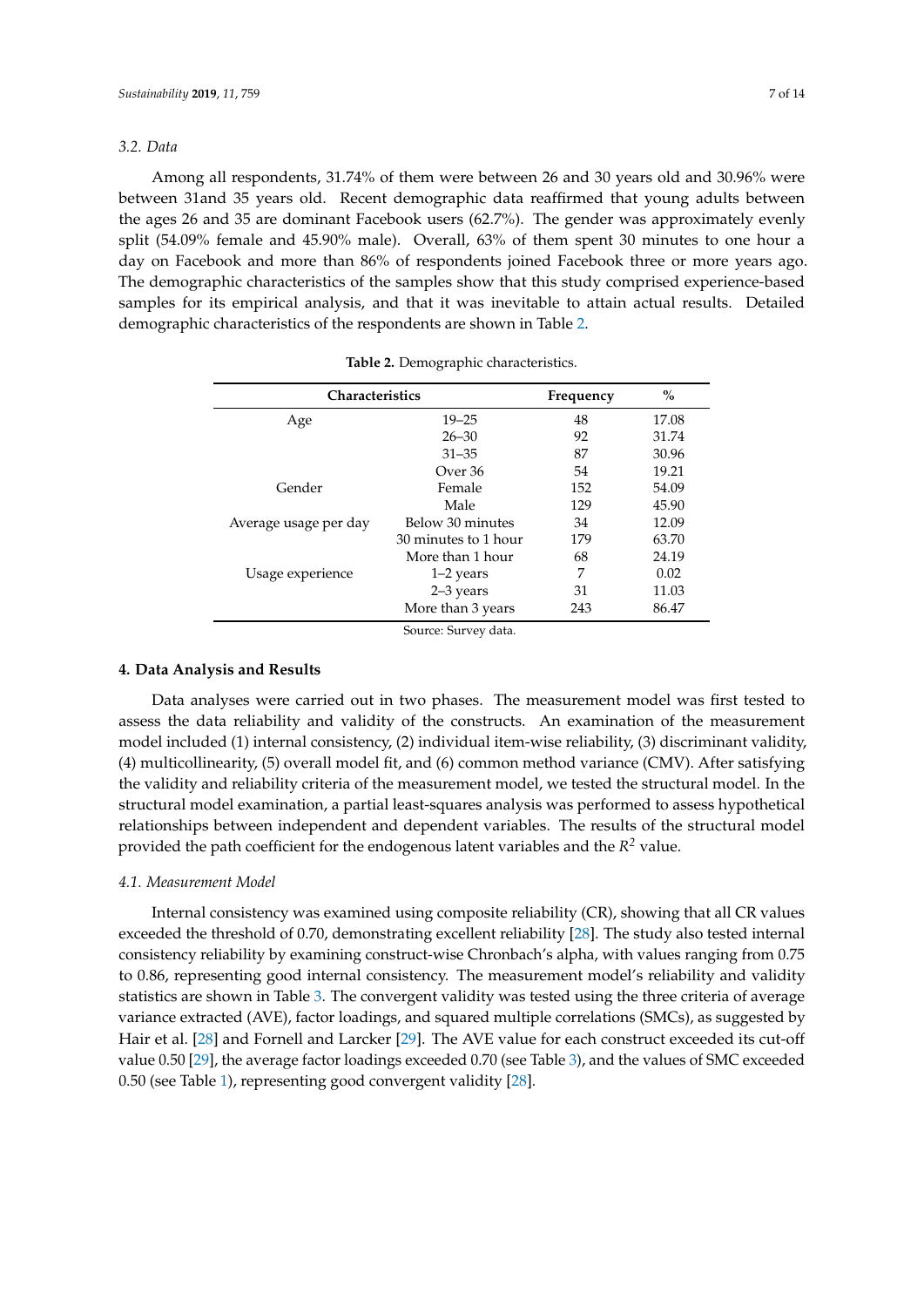### 3.2. Data

Among all respondents, 31.74% of them were between 26 and 30 years old and 30.96% were between 31and 35 years old. Recent demographic data reaffirmed that young adults between the ages 26 and 35 are dominant Facebook users (62.7%). The gender was approximately evenly split (54.09% female and 45.90% male). Overall, 63% of them spent 30 minutes to one hour a day on Facebook and more than 86% of respondents joined Facebook three or more years ago. The demographic characteristics of the samples show that this study comprised experience-based samples for its empirical analysis, and that it was inevitable to attain actual results. Detailed demographic characteristics of the respondents are shown in Table 2.

**Table 2.** Demographic characteristics.

| Characteristics | | Frequency | % |
|---|---|---|---|
| Age | 19–25 | 48 | 17.08 |
| | 26–30 | 92 | 31.74 |
| | 31–35 | 87 | 30.96 |
| | Over 36 | 54 | 19.21 |
| Gender | Female | 152 | 54.09 |
| | Male | 129 | 45.90 |
| Average usage per day | Below 30 minutes | 34 | 12.09 |
| | 30 minutes to 1 hour | 179 | 63.70 |
| | More than 1 hour | 68 | 24.19 |
| Usage experience | 1–2 years | 7 | 0.02 |
| | 2–3 years | 31 | 11.03 |
| | More than 3 years | 243 | 86.47 |

Source: Survey data.

## 4. Data Analysis and Results

Data analyses were carried out in two phases. The measurement model was first tested to assess the data reliability and validity of the constructs. An examination of the measurement model included (1) internal consistency, (2) individual item-wise reliability, (3) discriminant validity, (4) multicollinearity, (5) overall model fit, and (6) common method variance (CMV). After satisfying the validity and reliability criteria of the measurement model, we tested the structural model. In the structural model examination, a partial least-squares analysis was performed to assess hypothetical relationships between independent and dependent variables. The results of the structural model provided the path coefficient for the endogenous latent variables and the $R^2$ value.

### 4.1. Measurement Model

Internal consistency was examined using composite reliability (CR), showing that all CR values exceeded the threshold of 0.70, demonstrating excellent reliability [28]. The study also tested internal consistency reliability by examining construct-wise Chronbach's alpha, with values ranging from 0.75 to 0.86, representing good internal consistency. The measurement model's reliability and validity statistics are shown in Table 3. The convergent validity was tested using the three criteria of average variance extracted (AVE), factor loadings, and squared multiple correlations (SMCs), as suggested by Hair et al. [28] and Fornell and Larcker [29]. The AVE value for each construct exceeded its cut-off value 0.50 [29], the average factor loadings exceeded 0.70 (see Table 3), and the values of SMC exceeded 0.50 (see Table 1), representing good convergent validity [28].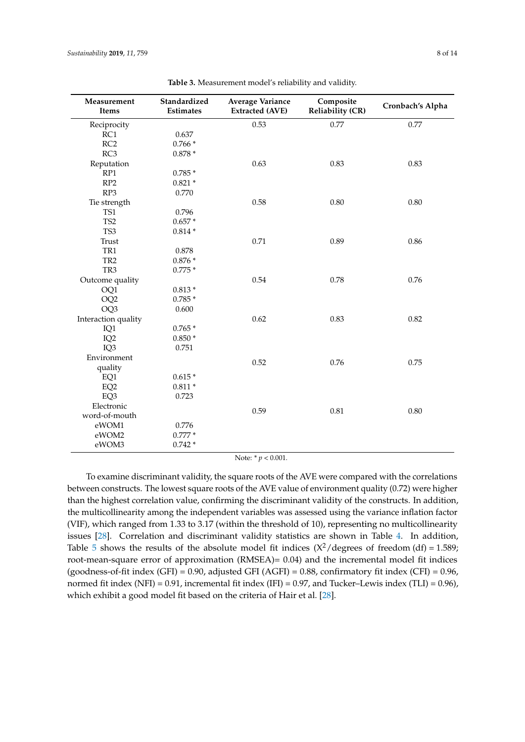**Table 3.** Measurement model's reliability and validity.

| Measurement Items | Standardized Estimates | Average Variance Extracted (AVE) | Composite Reliability (CR) | Cronbach's Alpha |
|---|---|---|---|---|
| Reciprocity | | 0.53 | 0.77 | 0.77 |
| RC1 | 0.637 | | | |
| RC2 | 0.766 * | | | |
| RC3 | 0.878 * | | | |
| Reputation | | 0.63 | 0.83 | 0.83 |
| RP1 | 0.785 * | | | |
| RP2 | 0.821 * | | | |
| RP3 | 0.770 | | | |
| Tie strength | | 0.58 | 0.80 | 0.80 |
| TS1 | 0.796 | | | |
| TS2 | 0.657 * | | | |
| TS3 | 0.814 * | | | |
| Trust | | 0.71 | 0.89 | 0.86 |
| TR1 | 0.878 | | | |
| TR2 | 0.876 * | | | |
| TR3 | 0.775 * | | | |
| Outcome quality | | 0.54 | 0.78 | 0.76 |
| OQ1 | 0.813 * | | | |
| OQ2 | 0.785 * | | | |
| OQ3 | 0.600 | | | |
| Interaction quality | | 0.62 | 0.83 | 0.82 |
| IQ1 | 0.765 * | | | |
| IQ2 | 0.850 * | | | |
| IQ3 | 0.751 | | | |
| Environment quality | | 0.52 | 0.76 | 0.75 |
| EQ1 | 0.615 * | | | |
| EQ2 | 0.811 * | | | |
| EQ3 | 0.723 | | | |
| Electronic word-of-mouth | | 0.59 | 0.81 | 0.80 |
| eWOM1 | 0.776 | | | |
| eWOM2 | 0.777 * | | | |
| eWOM3 | 0.742 * | | | |

Note: * $p < 0.001$.

To examine discriminant validity, the square roots of the AVE were compared with the correlations between constructs. The lowest square roots of the AVE value of environment quality (0.72) were higher than the highest correlation value, confirming the discriminant validity of the constructs. In addition, the multicollinearity among the independent variables was assessed using the variance inflation factor (VIF), which ranged from 1.33 to 3.17 (within the threshold of 10), representing no multicollinearity issues [28]. Correlation and discriminant validity statistics are shown in Table 4. In addition, Table 5 shows the results of the absolute model fit indices ($X^2$/degrees of freedom (df) = 1.589; root-mean-square error of approximation (RMSEA)= 0.04) and the incremental model fit indices (goodness-of-fit index (GFI) = 0.90, adjusted GFI (AGFI) = 0.88, confirmatory fit index (CFI) = 0.96, normed fit index (NFI) = 0.91, incremental fit index (IFI) = 0.97, and Tucker–Lewis index (TLI) = 0.96), which exhibit a good model fit based on the criteria of Hair et al. [28].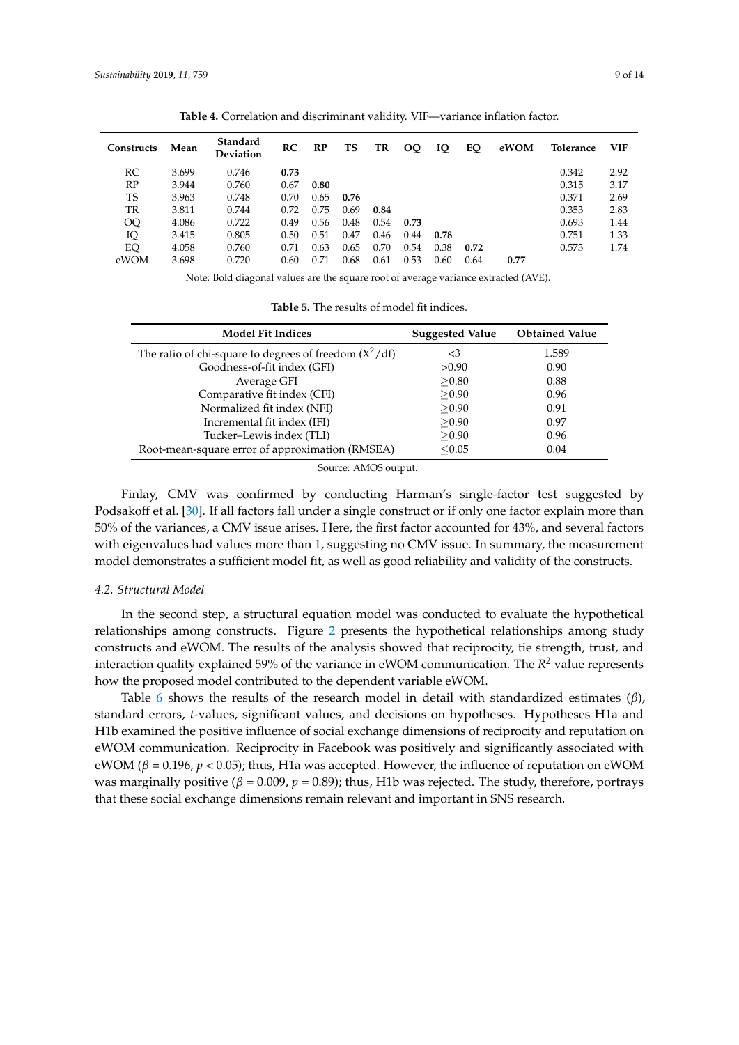**Table 4.** Correlation and discriminant validity. VIF—variance inflation factor.

| Constructs | Mean | Standard Deviation | RC | RP | TS | TR | OQ | IQ | EQ | eWOM | Tolerance | VIF |
|---|---|---|---|---|---|---|---|---|---|---|---|---|
| RC | 3.699 | 0.746 | **0.73** | | | | | | | | 0.342 | 2.92 |
| RP | 3.944 | 0.760 | 0.67 | **0.80** | | | | | | | 0.315 | 3.17 |
| TS | 3.963 | 0.748 | 0.70 | 0.65 | **0.76** | | | | | | 0.371 | 2.69 |
| TR | 3.811 | 0.744 | 0.72 | 0.75 | 0.69 | **0.84** | | | | | 0.353 | 2.83 |
| OQ | 4.086 | 0.722 | 0.49 | 0.56 | 0.48 | 0.54 | **0.73** | | | | 0.693 | 1.44 |
| IQ | 3.415 | 0.805 | 0.50 | 0.51 | 0.47 | 0.46 | 0.44 | **0.78** | | | 0.751 | 1.33 |
| EQ | 4.058 | 0.760 | 0.71 | 0.63 | 0.65 | 0.70 | 0.54 | 0.38 | **0.72** | | 0.573 | 1.74 |
| eWOM | 3.698 | 0.720 | 0.60 | 0.71 | 0.68 | 0.61 | 0.53 | 0.60 | 0.64 | **0.77** | | |

Note: Bold diagonal values are the square root of average variance extracted (AVE).

**Table 5.** The results of model fit indices.

| Model Fit Indices | Suggested Value | Obtained Value |
|---|---|---|
| The ratio of chi-square to degrees of freedom ($X^2$/df) | <3 | 1.589 |
| Goodness-of-fit index (GFI) | >0.90 | 0.90 |
| Average GFI | ≥0.80 | 0.88 |
| Comparative fit index (CFI) | ≥0.90 | 0.96 |
| Normalized fit index (NFI) | ≥0.90 | 0.91 |
| Incremental fit index (IFI) | ≥0.90 | 0.97 |
| Tucker–Lewis index (TLI) | ≥0.90 | 0.96 |
| Root-mean-square error of approximation (RMSEA) | ≤0.05 | 0.04 |

Source: AMOS output.

Finlay, CMV was confirmed by conducting Harman's single-factor test suggested by Podsakoff et al. [30]. If all factors fall under a single construct or if only one factor explain more than 50% of the variances, a CMV issue arises. Here, the first factor accounted for 43%, and several factors with eigenvalues had values more than 1, suggesting no CMV issue. In summary, the measurement model demonstrates a sufficient model fit, as well as good reliability and validity of the constructs.

### *4.2. Structural Model*

In the second step, a structural equation model was conducted to evaluate the hypothetical relationships among constructs. Figure 2 presents the hypothetical relationships among study constructs and eWOM. The results of the analysis showed that reciprocity, tie strength, trust, and interaction quality explained 59% of the variance in eWOM communication. The $R^2$ value represents how the proposed model contributed to the dependent variable eWOM.

Table 6 shows the results of the research model in detail with standardized estimates ($\beta$), standard errors, *t*-values, significant values, and decisions on hypotheses. Hypotheses H1a and H1b examined the positive influence of social exchange dimensions of reciprocity and reputation on eWOM communication. Reciprocity in Facebook was positively and significantly associated with eWOM ($\beta = 0.196$, $p < 0.05$); thus, H1a was accepted. However, the influence of reputation on eWOM was marginally positive ($\beta = 0.009$, $p = 0.89$); thus, H1b was rejected. The study, therefore, portrays that these social exchange dimensions remain relevant and important in SNS research.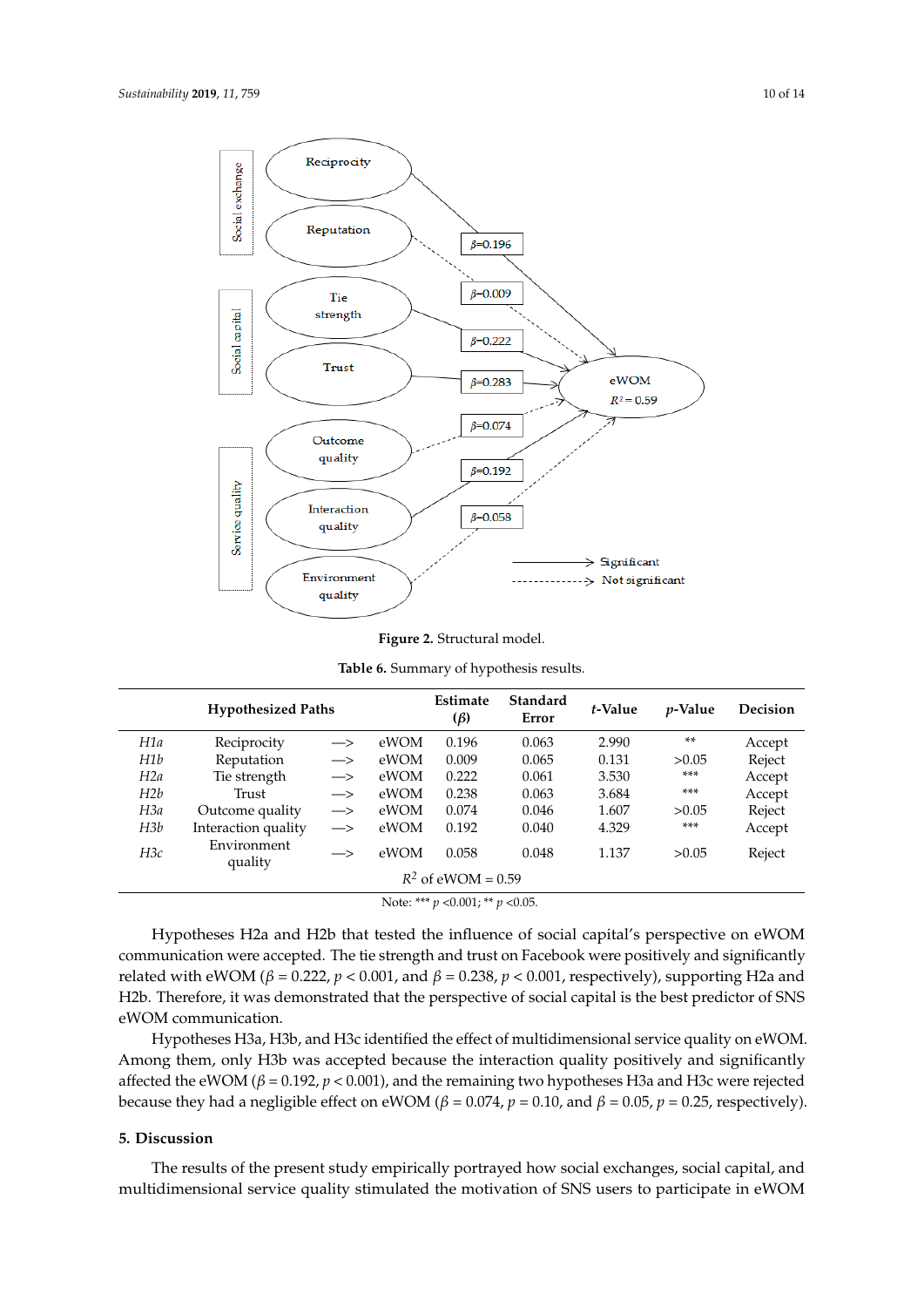**Figure 2.** Structural model.

**Table 6.** Summary of hypothesis results.

| | Hypothesized Paths | | | Estimate ($\beta$) | Standard Error | *t*-Value | *p*-Value | Decision |
|---|---|---|---|---|---|---|---|---|
| *H1a* | Reciprocity | —> | eWOM | 0.196 | 0.063 | 2.990 | ** | Accept |
| *H1b* | Reputation | —> | eWOM | 0.009 | 0.065 | 0.131 | >0.05 | Reject |
| *H2a* | Tie strength | —> | eWOM | 0.222 | 0.061 | 3.530 | *** | Accept |
| *H2b* | Trust | —> | eWOM | 0.238 | 0.063 | 3.684 | *** | Accept |
| *H3a* | Outcome quality | —> | eWOM | 0.074 | 0.046 | 1.607 | >0.05 | Reject |
| *H3b* | Interaction quality | —> | eWOM | 0.192 | 0.040 | 4.329 | *** | Accept |
| *H3c* | Environment quality | —> | eWOM | 0.058 | 0.048 | 1.137 | >0.05 | Reject |
| | | | | $R^2$ of eWOM = 0.59 | | | | |

Note: *** $p$ <0.001; ** $p$ <0.05.

Hypotheses H2a and H2b that tested the influence of social capital's perspective on eWOM communication were accepted. The tie strength and trust on Facebook were positively and significantly related with eWOM ($\beta = 0.222$, $p < 0.001$, and $\beta = 0.238$, $p < 0.001$, respectively), supporting H2a and H2b. Therefore, it was demonstrated that the perspective of social capital is the best predictor of SNS eWOM communication.

Hypotheses H3a, H3b, and H3c identified the effect of multidimensional service quality on eWOM. Among them, only H3b was accepted because the interaction quality positively and significantly affected the eWOM ($\beta = 0.192$, $p < 0.001$), and the remaining two hypotheses H3a and H3c were rejected because they had a negligible effect on eWOM ($\beta = 0.074$, $p = 0.10$, and $\beta = 0.05$, $p = 0.25$, respectively).

## 5. Discussion

The results of the present study empirically portrayed how social exchanges, social capital, and multidimensional service quality stimulated the motivation of SNS users to participate in eWOM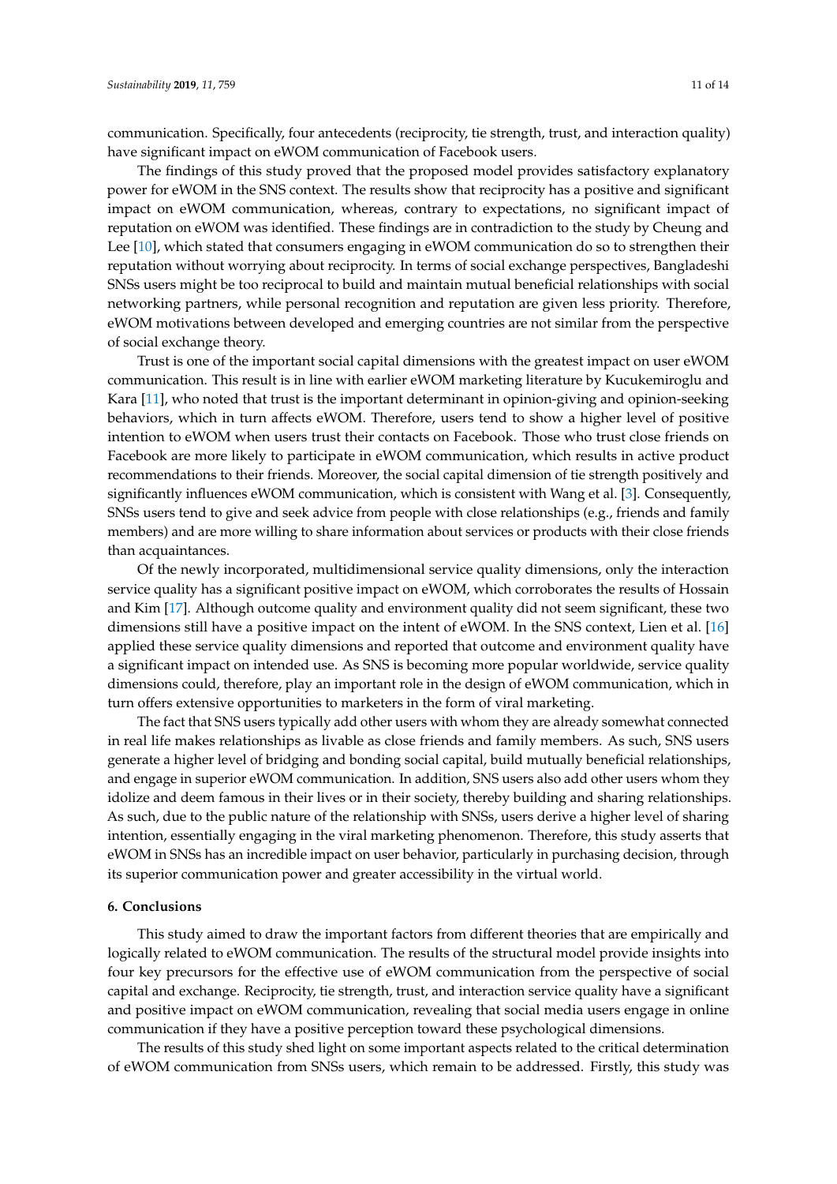communication. Specifically, four antecedents (reciprocity, tie strength, trust, and interaction quality) have significant impact on eWOM communication of Facebook users.

The findings of this study proved that the proposed model provides satisfactory explanatory power for eWOM in the SNS context. The results show that reciprocity has a positive and significant impact on eWOM communication, whereas, contrary to expectations, no significant impact of reputation on eWOM was identified. These findings are in contradiction to the study by Cheung and Lee [10], which stated that consumers engaging in eWOM communication do so to strengthen their reputation without worrying about reciprocity. In terms of social exchange perspectives, Bangladeshi SNSs users might be too reciprocal to build and maintain mutual beneficial relationships with social networking partners, while personal recognition and reputation are given less priority. Therefore, eWOM motivations between developed and emerging countries are not similar from the perspective of social exchange theory.

Trust is one of the important social capital dimensions with the greatest impact on user eWOM communication. This result is in line with earlier eWOM marketing literature by Kucukemiroglu and Kara [11], who noted that trust is the important determinant in opinion-giving and opinion-seeking behaviors, which in turn affects eWOM. Therefore, users tend to show a higher level of positive intention to eWOM when users trust their contacts on Facebook. Those who trust close friends on Facebook are more likely to participate in eWOM communication, which results in active product recommendations to their friends. Moreover, the social capital dimension of tie strength positively and significantly influences eWOM communication, which is consistent with Wang et al. [3]. Consequently, SNSs users tend to give and seek advice from people with close relationships (e.g., friends and family members) and are more willing to share information about services or products with their close friends than acquaintances.

Of the newly incorporated, multidimensional service quality dimensions, only the interaction service quality has a significant positive impact on eWOM, which corroborates the results of Hossain and Kim [17]. Although outcome quality and environment quality did not seem significant, these two dimensions still have a positive impact on the intent of eWOM. In the SNS context, Lien et al. [16] applied these service quality dimensions and reported that outcome and environment quality have a significant impact on intended use. As SNS is becoming more popular worldwide, service quality dimensions could, therefore, play an important role in the design of eWOM communication, which in turn offers extensive opportunities to marketers in the form of viral marketing.

The fact that SNS users typically add other users with whom they are already somewhat connected in real life makes relationships as livable as close friends and family members. As such, SNS users generate a higher level of bridging and bonding social capital, build mutually beneficial relationships, and engage in superior eWOM communication. In addition, SNS users also add other users whom they idolize and deem famous in their lives or in their society, thereby building and sharing relationships. As such, due to the public nature of the relationship with SNSs, users derive a higher level of sharing intention, essentially engaging in the viral marketing phenomenon. Therefore, this study asserts that eWOM in SNSs has an incredible impact on user behavior, particularly in purchasing decision, through its superior communication power and greater accessibility in the virtual world.

## 6. Conclusions

This study aimed to draw the important factors from different theories that are empirically and logically related to eWOM communication. The results of the structural model provide insights into four key precursors for the effective use of eWOM communication from the perspective of social capital and exchange. Reciprocity, tie strength, trust, and interaction service quality have a significant and positive impact on eWOM communication, revealing that social media users engage in online communication if they have a positive perception toward these psychological dimensions.

The results of this study shed light on some important aspects related to the critical determination of eWOM communication from SNSs users, which remain to be addressed. Firstly, this study was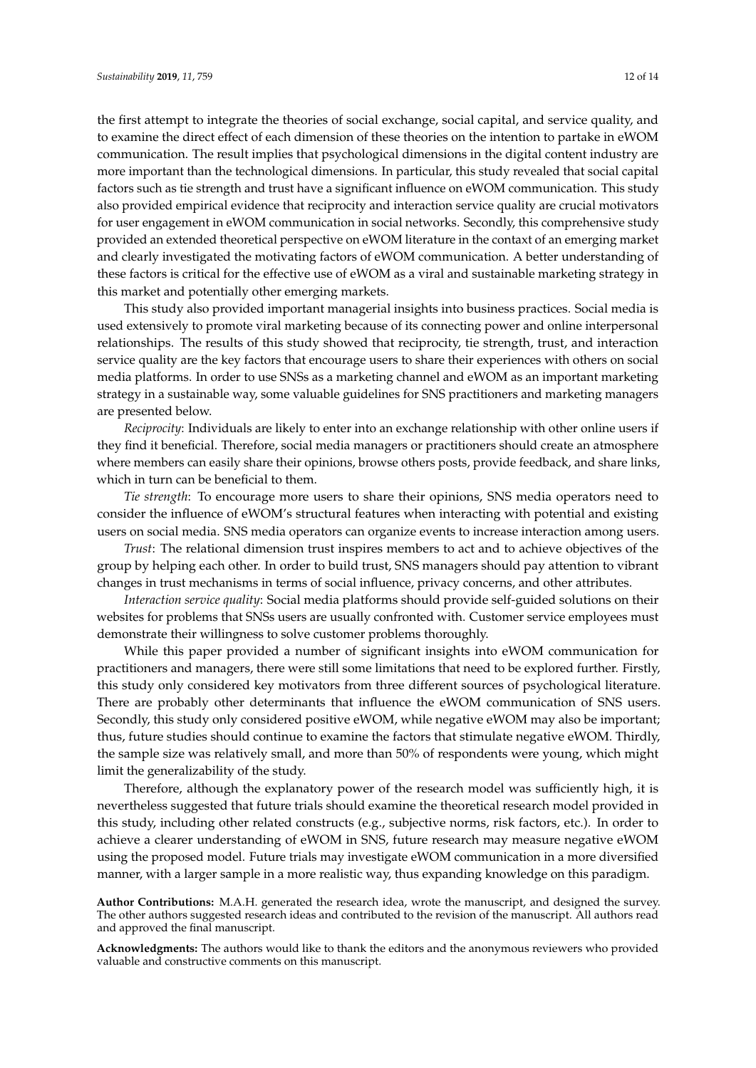the first attempt to integrate the theories of social exchange, social capital, and service quality, and to examine the direct effect of each dimension of these theories on the intention to partake in eWOM communication. The result implies that psychological dimensions in the digital content industry are more important than the technological dimensions. In particular, this study revealed that social capital factors such as tie strength and trust have a significant influence on eWOM communication. This study also provided empirical evidence that reciprocity and interaction service quality are crucial motivators for user engagement in eWOM communication in social networks. Secondly, this comprehensive study provided an extended theoretical perspective on eWOM literature in the contaxt of an emerging market and clearly investigated the motivating factors of eWOM communication. A better understanding of these factors is critical for the effective use of eWOM as a viral and sustainable marketing strategy in this market and potentially other emerging markets.

This study also provided important managerial insights into business practices. Social media is used extensively to promote viral marketing because of its connecting power and online interpersonal relationships. The results of this study showed that reciprocity, tie strength, trust, and interaction service quality are the key factors that encourage users to share their experiences with others on social media platforms. In order to use SNSs as a marketing channel and eWOM as an important marketing strategy in a sustainable way, some valuable guidelines for SNS practitioners and marketing managers are presented below.

*Reciprocity*: Individuals are likely to enter into an exchange relationship with other online users if they find it beneficial. Therefore, social media managers or practitioners should create an atmosphere where members can easily share their opinions, browse others posts, provide feedback, and share links, which in turn can be beneficial to them.

*Tie strength*: To encourage more users to share their opinions, SNS media operators need to consider the influence of eWOM's structural features when interacting with potential and existing users on social media. SNS media operators can organize events to increase interaction among users.

*Trust*: The relational dimension trust inspires members to act and to achieve objectives of the group by helping each other. In order to build trust, SNS managers should pay attention to vibrant changes in trust mechanisms in terms of social influence, privacy concerns, and other attributes.

*Interaction service quality*: Social media platforms should provide self-guided solutions on their websites for problems that SNSs users are usually confronted with. Customer service employees must demonstrate their willingness to solve customer problems thoroughly.

While this paper provided a number of significant insights into eWOM communication for practitioners and managers, there were still some limitations that need to be explored further. Firstly, this study only considered key motivators from three different sources of psychological literature. There are probably other determinants that influence the eWOM communication of SNS users. Secondly, this study only considered positive eWOM, while negative eWOM may also be important; thus, future studies should continue to examine the factors that stimulate negative eWOM. Thirdly, the sample size was relatively small, and more than 50% of respondents were young, which might limit the generalizability of the study.

Therefore, although the explanatory power of the research model was sufficiently high, it is nevertheless suggested that future trials should examine the theoretical research model provided in this study, including other related constructs (e.g., subjective norms, risk factors, etc.). In order to achieve a clearer understanding of eWOM in SNS, future research may measure negative eWOM using the proposed model. Future trials may investigate eWOM communication in a more diversified manner, with a larger sample in a more realistic way, thus expanding knowledge on this paradigm.

**Author Contributions:** M.A.H. generated the research idea, wrote the manuscript, and designed the survey. The other authors suggested research ideas and contributed to the revision of the manuscript. All authors read and approved the final manuscript.

**Acknowledgments:** The authors would like to thank the editors and the anonymous reviewers who provided valuable and constructive comments on this manuscript.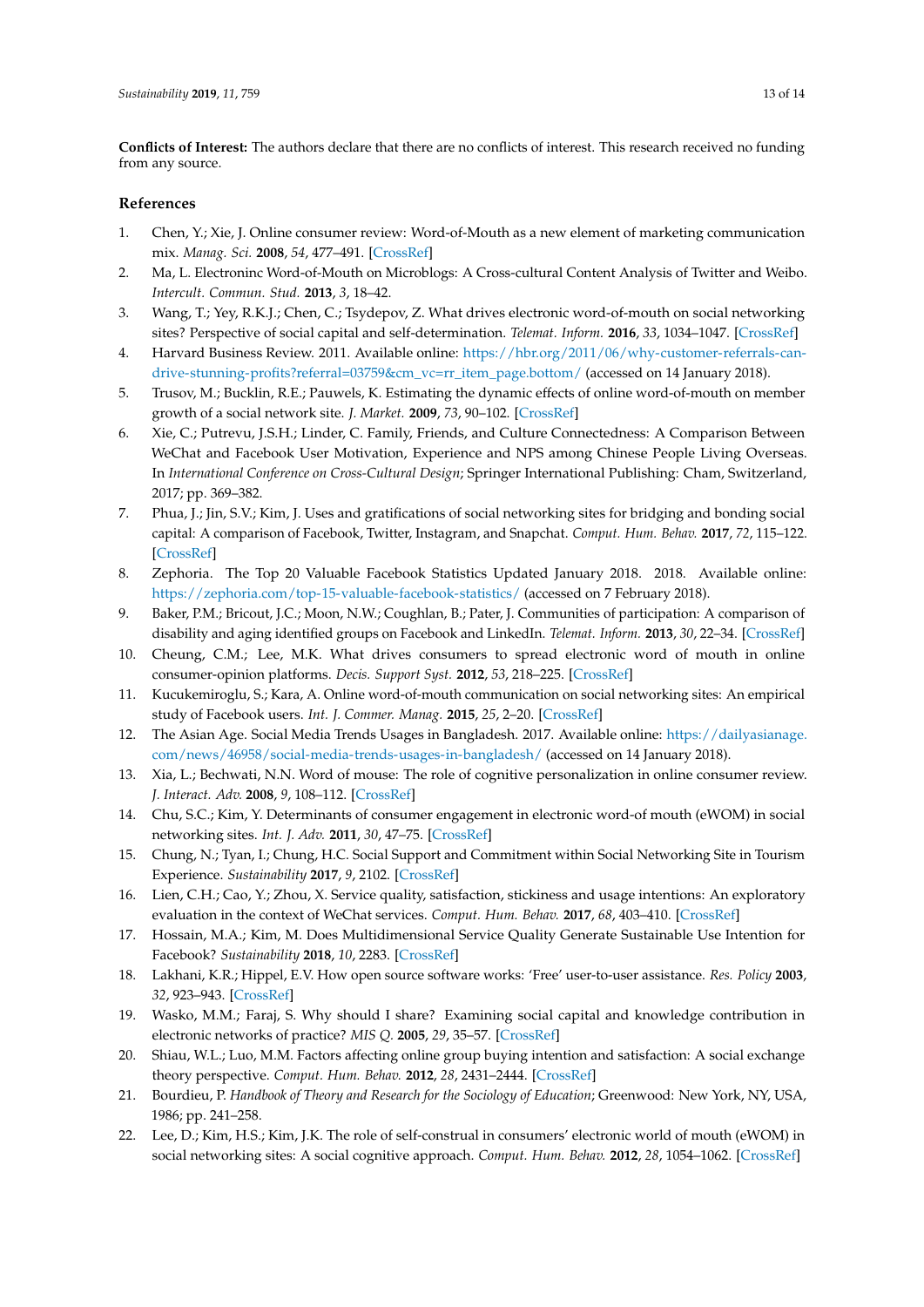**Conflicts of Interest:** The authors declare that there are no conflicts of interest. This research received no funding from any source.

## References

1. Chen, Y.; Xie, J. Online consumer review: Word-of-Mouth as a new element of marketing communication mix. *Manag. Sci.* **2008**, *54*, 477–491. [CrossRef]
2. Ma, L. Electroninc Word-of-Mouth on Microblogs: A Cross-cultural Content Analysis of Twitter and Weibo. *Intercult. Commun. Stud.* **2013**, *3*, 18–42.
3. Wang, T.; Yey, R.K.J.; Chen, C.; Tsydepov, Z. What drives electronic word-of-mouth on social networking sites? Perspective of social capital and self-determination. *Telemat. Inform.* **2016**, *33*, 1034–1047. [CrossRef]
4. Harvard Business Review. 2011. Available online: https://hbr.org/2011/06/why-customer-referrals-can-drive-stunning-profits?referral=03759&cm_vc=rr_item_page.bottom/ (accessed on 14 January 2018).
5. Trusov, M.; Bucklin, R.E.; Pauwels, K. Estimating the dynamic effects of online word-of-mouth on member growth of a social network site. *J. Market.* **2009**, *73*, 90–102. [CrossRef]
6. Xie, C.; Putrevu, J.S.H.; Linder, C. Family, Friends, and Culture Connectedness: A Comparison Between WeChat and Facebook User Motivation, Experience and NPS among Chinese People Living Overseas. In *International Conference on Cross-Cultural Design*; Springer International Publishing: Cham, Switzerland, 2017; pp. 369–382.
7. Phua, J.; Jin, S.V.; Kim, J. Uses and gratifications of social networking sites for bridging and bonding social capital: A comparison of Facebook, Twitter, Instagram, and Snapchat. *Comput. Hum. Behav.* **2017**, *72*, 115–122. [CrossRef]
8. Zephoria. The Top 20 Valuable Facebook Statistics Updated January 2018. 2018. Available online: https://zephoria.com/top-15-valuable-facebook-statistics/ (accessed on 7 February 2018).
9. Baker, P.M.; Bricout, J.C.; Moon, N.W.; Coughlan, B.; Pater, J. Communities of participation: A comparison of disability and aging identified groups on Facebook and LinkedIn. *Telemat. Inform.* **2013**, *30*, 22–34. [CrossRef]
10. Cheung, C.M.; Lee, M.K. What drives consumers to spread electronic word of mouth in online consumer-opinion platforms. *Decis. Support Syst.* **2012**, *53*, 218–225. [CrossRef]
11. Kucukemiroglu, S.; Kara, A. Online word-of-mouth communication on social networking sites: An empirical study of Facebook users. *Int. J. Commer. Manag.* **2015**, *25*, 2–20. [CrossRef]
12. The Asian Age. Social Media Trends Usages in Bangladesh. 2017. Available online: https://dailyasianage.com/news/46958/social-media-trends-usages-in-bangladesh/ (accessed on 14 January 2018).
13. Xia, L.; Bechwati, N.N. Word of mouse: The role of cognitive personalization in online consumer review. *J. Interact. Adv.* **2008**, *9*, 108–112. [CrossRef]
14. Chu, S.C.; Kim, Y. Determinants of consumer engagement in electronic word-of mouth (eWOM) in social networking sites. *Int. J. Adv.* **2011**, *30*, 47–75. [CrossRef]
15. Chung, N.; Tyan, I.; Chung, H.C. Social Support and Commitment within Social Networking Site in Tourism Experience. *Sustainability* **2017**, *9*, 2102. [CrossRef]
16. Lien, C.H.; Cao, Y.; Zhou, X. Service quality, satisfaction, stickiness and usage intentions: An exploratory evaluation in the context of WeChat services. *Comput. Hum. Behav.* **2017**, *68*, 403–410. [CrossRef]
17. Hossain, M.A.; Kim, M. Does Multidimensional Service Quality Generate Sustainable Use Intention for Facebook? *Sustainability* **2018**, *10*, 2283. [CrossRef]
18. Lakhani, K.R.; Hippel, E.V. How open source software works: 'Free' user-to-user assistance. *Res. Policy* **2003**, *32*, 923–943. [CrossRef]
19. Wasko, M.M.; Faraj, S. Why should I share? Examining social capital and knowledge contribution in electronic networks of practice? *MIS Q.* **2005**, *29*, 35–57. [CrossRef]
20. Shiau, W.L.; Luo, M.M. Factors affecting online group buying intention and satisfaction: A social exchange theory perspective. *Comput. Hum. Behav.* **2012**, *28*, 2431–2444. [CrossRef]
21. Bourdieu, P. *Handbook of Theory and Research for the Sociology of Education*; Greenwood: New York, NY, USA, 1986; pp. 241–258.
22. Lee, D.; Kim, H.S.; Kim, J.K. The role of self-construal in consumers' electronic world of mouth (eWOM) in social networking sites: A social cognitive approach. *Comput. Hum. Behav.* **2012**, *28*, 1054–1062. [CrossRef]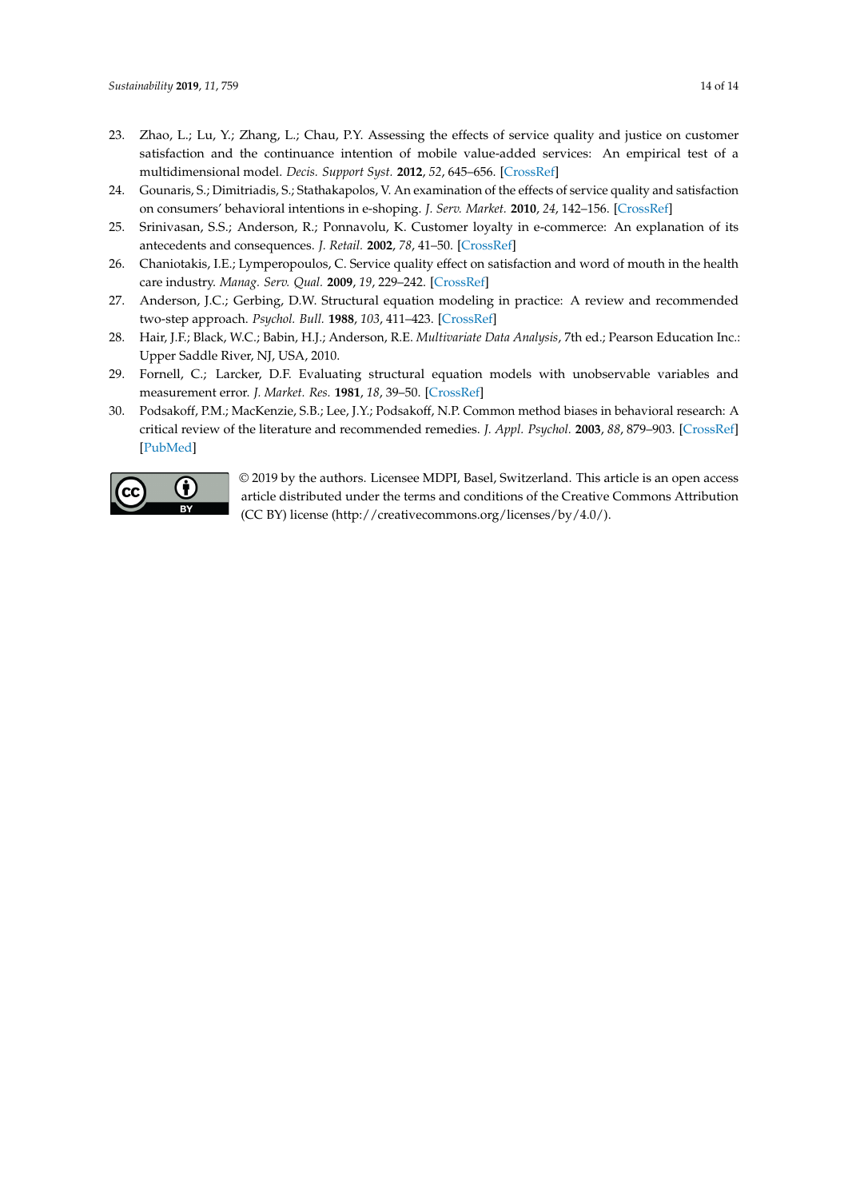23. Zhao, L.; Lu, Y.; Zhang, L.; Chau, P.Y. Assessing the effects of service quality and justice on customer satisfaction and the continuance intention of mobile value-added services: An empirical test of a multidimensional model. *Decis. Support Syst.* **2012**, *52*, 645–656. [CrossRef]
24. Gounaris, S.; Dimitriadis, S.; Stathakapolos, V. An examination of the effects of service quality and satisfaction on consumers' behavioral intentions in e-shoping. *J. Serv. Market.* **2010**, *24*, 142–156. [CrossRef]
25. Srinivasan, S.S.; Anderson, R.; Ponnavolu, K. Customer loyalty in e-commerce: An explanation of its antecedents and consequences. *J. Retail.* **2002**, *78*, 41–50. [CrossRef]
26. Chaniotakis, I.E.; Lymperopoulos, C. Service quality effect on satisfaction and word of mouth in the health care industry. *Manag. Serv. Qual.* **2009**, *19*, 229–242. [CrossRef]
27. Anderson, J.C.; Gerbing, D.W. Structural equation modeling in practice: A review and recommended two-step approach. *Psychol. Bull.* **1988**, *103*, 411–423. [CrossRef]
28. Hair, J.F.; Black, W.C.; Babin, H.J.; Anderson, R.E. *Multivariate Data Analysis*, 7th ed.; Pearson Education Inc.: Upper Saddle River, NJ, USA, 2010.
29. Fornell, C.; Larcker, D.F. Evaluating structural equation models with unobservable variables and measurement error. *J. Market. Res.* **1981**, *18*, 39–50. [CrossRef]
30. Podsakoff, P.M.; MacKenzie, S.B.; Lee, J.Y.; Podsakoff, N.P. Common method biases in behavioral research: A critical review of the literature and recommended remedies. *J. Appl. Psychol.* **2003**, *88*, 879–903. [CrossRef] [PubMed]

© 2019 by the authors. Licensee MDPI, Basel, Switzerland. This article is an open access article distributed under the terms and conditions of the Creative Commons Attribution (CC BY) license (http://creativecommons.org/licenses/by/4.0/).